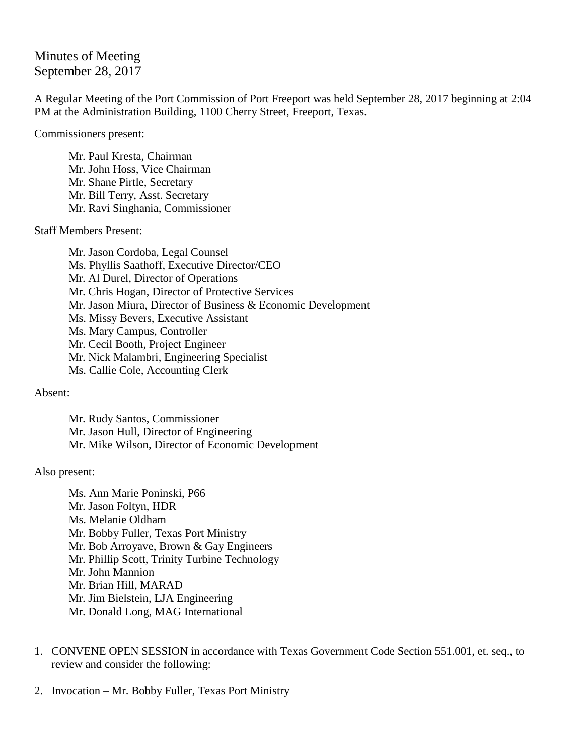# Minutes of Meeting
September 28, 2017

A Regular Meeting of the Port Commission of Port Freeport was held September 28, 2017 beginning at 2:04 PM at the Administration Building, 1100 Cherry Street, Freeport, Texas.

Commissioners present:

- Mr. Paul Kresta, Chairman
- Mr. John Hoss, Vice Chairman
- Mr. Shane Pirtle, Secretary
- Mr. Bill Terry, Asst. Secretary
- Mr. Ravi Singhania, Commissioner

Staff Members Present:

- Mr. Jason Cordoba, Legal Counsel
- Ms. Phyllis Saathoff, Executive Director/CEO
- Mr. Al Durel, Director of Operations
- Mr. Chris Hogan, Director of Protective Services
- Mr. Jason Miura, Director of Business & Economic Development
- Ms. Missy Bevers, Executive Assistant
- Ms. Mary Campus, Controller
- Mr. Cecil Booth, Project Engineer
- Mr. Nick Malambri, Engineering Specialist
- Ms. Callie Cole, Accounting Clerk

Absent:

- Mr. Rudy Santos, Commissioner
- Mr. Jason Hull, Director of Engineering
- Mr. Mike Wilson, Director of Economic Development

Also present:

- Ms. Ann Marie Poninski, P66
- Mr. Jason Foltyn, HDR
- Ms. Melanie Oldham
- Mr. Bobby Fuller, Texas Port Ministry
- Mr. Bob Arroyave, Brown & Gay Engineers
- Mr. Phillip Scott, Trinity Turbine Technology
- Mr. John Mannion
- Mr. Brian Hill, MARAD
- Mr. Jim Bielstein, LJA Engineering
- Mr. Donald Long, MAG International

1. CONVENE OPEN SESSION in accordance with Texas Government Code Section 551.001, et. seq., to review and consider the following:

2. Invocation – Mr. Bobby Fuller, Texas Port Ministry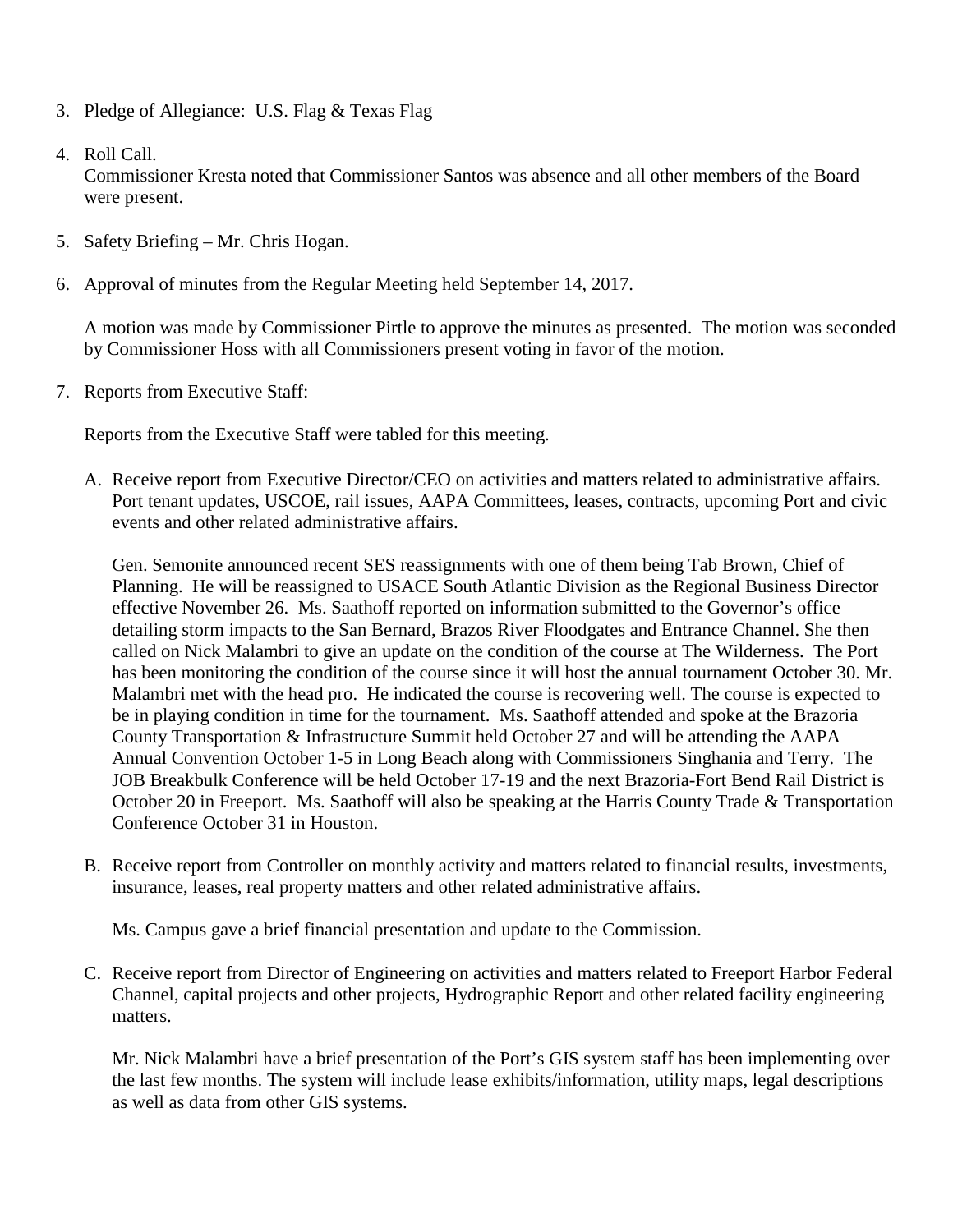3. Pledge of Allegiance: U.S. Flag & Texas Flag

4. Roll Call.
   Commissioner Kresta noted that Commissioner Santos was absence and all other members of the Board were present.

5. Safety Briefing – Mr. Chris Hogan.

6. Approval of minutes from the Regular Meeting held September 14, 2017.

   A motion was made by Commissioner Pirtle to approve the minutes as presented. The motion was seconded by Commissioner Hoss with all Commissioners present voting in favor of the motion.

7. Reports from Executive Staff:

   Reports from the Executive Staff were tabled for this meeting.

   A. Receive report from Executive Director/CEO on activities and matters related to administrative affairs. Port tenant updates, USCOE, rail issues, AAPA Committees, leases, contracts, upcoming Port and civic events and other related administrative affairs.

      Gen. Semonite announced recent SES reassignments with one of them being Tab Brown, Chief of Planning. He will be reassigned to USACE South Atlantic Division as the Regional Business Director effective November 26. Ms. Saathoff reported on information submitted to the Governor's office detailing storm impacts to the San Bernard, Brazos River Floodgates and Entrance Channel. She then called on Nick Malambri to give an update on the condition of the course at The Wilderness. The Port has been monitoring the condition of the course since it will host the annual tournament October 30. Mr. Malambri met with the head pro. He indicated the course is recovering well. The course is expected to be in playing condition in time for the tournament. Ms. Saathoff attended and spoke at the Brazoria County Transportation & Infrastructure Summit held October 27 and will be attending the AAPA Annual Convention October 1-5 in Long Beach along with Commissioners Singhania and Terry. The JOB Breakbulk Conference will be held October 17-19 and the next Brazoria-Fort Bend Rail District is October 20 in Freeport. Ms. Saathoff will also be speaking at the Harris County Trade & Transportation Conference October 31 in Houston.

   B. Receive report from Controller on monthly activity and matters related to financial results, investments, insurance, leases, real property matters and other related administrative affairs.

      Ms. Campus gave a brief financial presentation and update to the Commission.

   C. Receive report from Director of Engineering on activities and matters related to Freeport Harbor Federal Channel, capital projects and other projects, Hydrographic Report and other related facility engineering matters.

      Mr. Nick Malambri have a brief presentation of the Port's GIS system staff has been implementing over the last few months. The system will include lease exhibits/information, utility maps, legal descriptions as well as data from other GIS systems.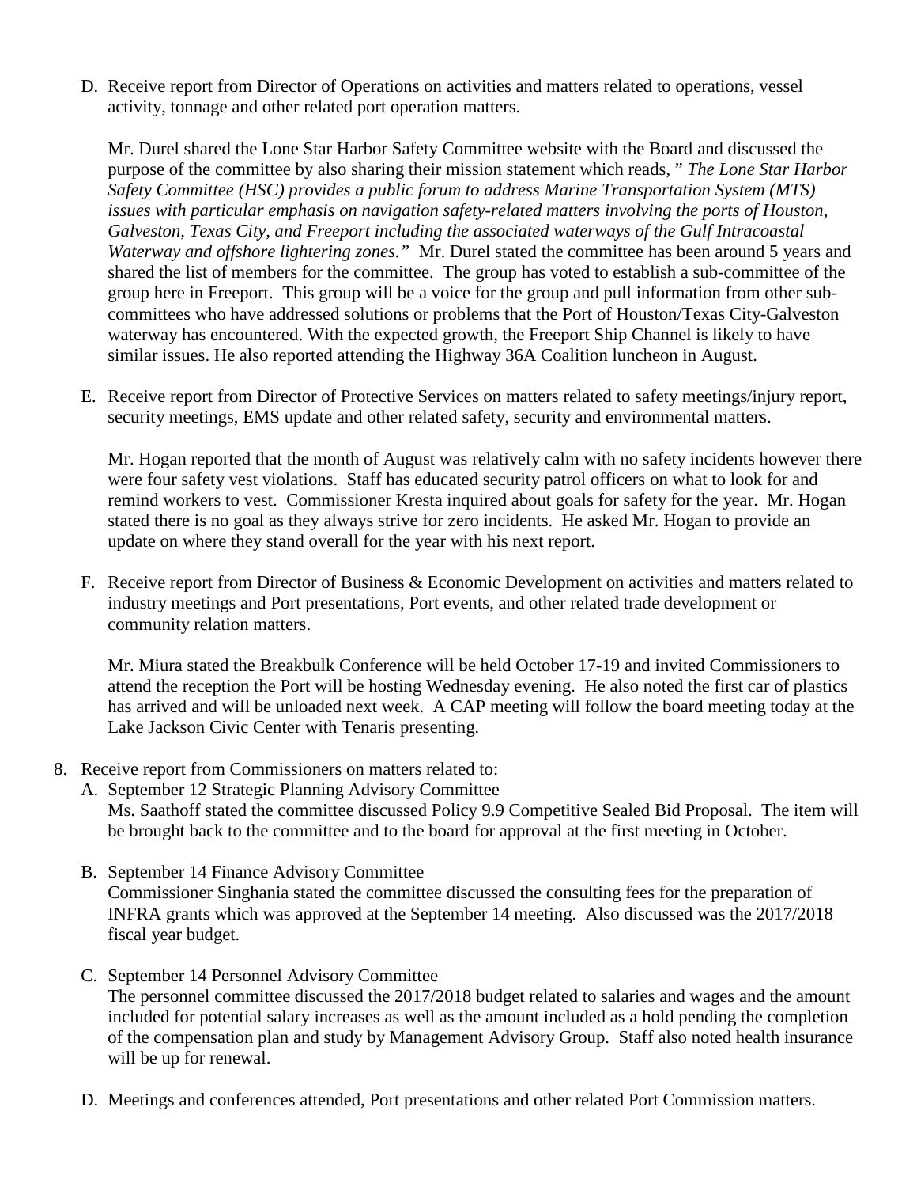D. Receive report from Director of Operations on activities and matters related to operations, vessel activity, tonnage and other related port operation matters.

   Mr. Durel shared the Lone Star Harbor Safety Committee website with the Board and discussed the purpose of the committee by also sharing their mission statement which reads, " *The Lone Star Harbor Safety Committee (HSC) provides a public forum to address Marine Transportation System (MTS) issues with particular emphasis on navigation safety-related matters involving the ports of Houston, Galveston, Texas City, and Freeport including the associated waterways of the Gulf Intracoastal Waterway and offshore lightering zones."* Mr. Durel stated the committee has been around 5 years and shared the list of members for the committee. The group has voted to establish a sub-committee of the group here in Freeport. This group will be a voice for the group and pull information from other sub-committees who have addressed solutions or problems that the Port of Houston/Texas City-Galveston waterway has encountered. With the expected growth, the Freeport Ship Channel is likely to have similar issues. He also reported attending the Highway 36A Coalition luncheon in August.

E. Receive report from Director of Protective Services on matters related to safety meetings/injury report, security meetings, EMS update and other related safety, security and environmental matters.

   Mr. Hogan reported that the month of August was relatively calm with no safety incidents however there were four safety vest violations. Staff has educated security patrol officers on what to look for and remind workers to vest. Commissioner Kresta inquired about goals for safety for the year. Mr. Hogan stated there is no goal as they always strive for zero incidents. He asked Mr. Hogan to provide an update on where they stand overall for the year with his next report.

F. Receive report from Director of Business & Economic Development on activities and matters related to industry meetings and Port presentations, Port events, and other related trade development or community relation matters.

   Mr. Miura stated the Breakbulk Conference will be held October 17-19 and invited Commissioners to attend the reception the Port will be hosting Wednesday evening. He also noted the first car of plastics has arrived and will be unloaded next week. A CAP meeting will follow the board meeting today at the Lake Jackson Civic Center with Tenaris presenting.

8. Receive report from Commissioners on matters related to:
   A. September 12 Strategic Planning Advisory Committee
      Ms. Saathoff stated the committee discussed Policy 9.9 Competitive Sealed Bid Proposal. The item will be brought back to the committee and to the board for approval at the first meeting in October.

   B. September 14 Finance Advisory Committee
      Commissioner Singhania stated the committee discussed the consulting fees for the preparation of INFRA grants which was approved at the September 14 meeting. Also discussed was the 2017/2018 fiscal year budget.

   C. September 14 Personnel Advisory Committee
      The personnel committee discussed the 2017/2018 budget related to salaries and wages and the amount included for potential salary increases as well as the amount included as a hold pending the completion of the compensation plan and study by Management Advisory Group. Staff also noted health insurance will be up for renewal.

   D. Meetings and conferences attended, Port presentations and other related Port Commission matters.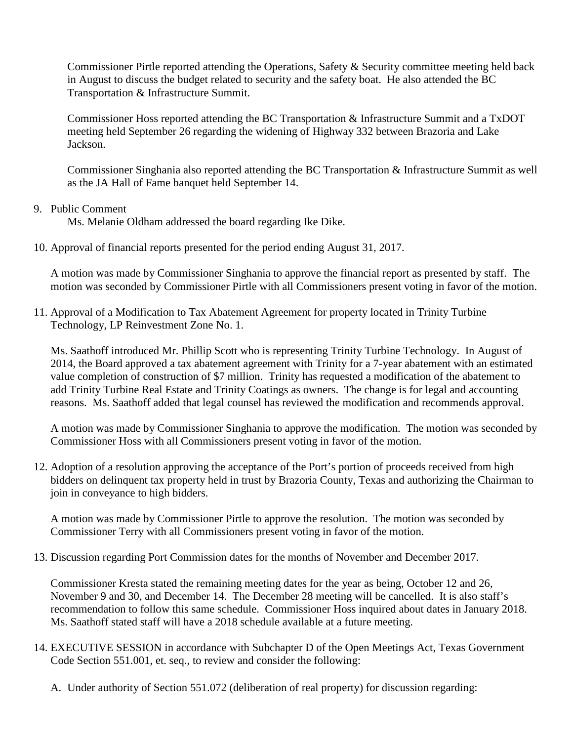Commissioner Pirtle reported attending the Operations, Safety & Security committee meeting held back in August to discuss the budget related to security and the safety boat. He also attended the BC Transportation & Infrastructure Summit.

Commissioner Hoss reported attending the BC Transportation & Infrastructure Summit and a TxDOT meeting held September 26 regarding the widening of Highway 332 between Brazoria and Lake Jackson.

Commissioner Singhania also reported attending the BC Transportation & Infrastructure Summit as well as the JA Hall of Fame banquet held September 14.

9. Public Comment

   Ms. Melanie Oldham addressed the board regarding Ike Dike.

10. Approval of financial reports presented for the period ending August 31, 2017.

    A motion was made by Commissioner Singhania to approve the financial report as presented by staff. The motion was seconded by Commissioner Pirtle with all Commissioners present voting in favor of the motion.

11. Approval of a Modification to Tax Abatement Agreement for property located in Trinity Turbine Technology, LP Reinvestment Zone No. 1.

    Ms. Saathoff introduced Mr. Phillip Scott who is representing Trinity Turbine Technology. In August of 2014, the Board approved a tax abatement agreement with Trinity for a 7-year abatement with an estimated value completion of construction of $7 million. Trinity has requested a modification of the abatement to add Trinity Turbine Real Estate and Trinity Coatings as owners. The change is for legal and accounting reasons. Ms. Saathoff added that legal counsel has reviewed the modification and recommends approval.

    A motion was made by Commissioner Singhania to approve the modification. The motion was seconded by Commissioner Hoss with all Commissioners present voting in favor of the motion.

12. Adoption of a resolution approving the acceptance of the Port's portion of proceeds received from high bidders on delinquent tax property held in trust by Brazoria County, Texas and authorizing the Chairman to join in conveyance to high bidders.

    A motion was made by Commissioner Pirtle to approve the resolution. The motion was seconded by Commissioner Terry with all Commissioners present voting in favor of the motion.

13. Discussion regarding Port Commission dates for the months of November and December 2017.

    Commissioner Kresta stated the remaining meeting dates for the year as being, October 12 and 26, November 9 and 30, and December 14. The December 28 meeting will be cancelled. It is also staff's recommendation to follow this same schedule. Commissioner Hoss inquired about dates in January 2018. Ms. Saathoff stated staff will have a 2018 schedule available at a future meeting.

14. EXECUTIVE SESSION in accordance with Subchapter D of the Open Meetings Act, Texas Government Code Section 551.001, et. seq., to review and consider the following:

    A. Under authority of Section 551.072 (deliberation of real property) for discussion regarding: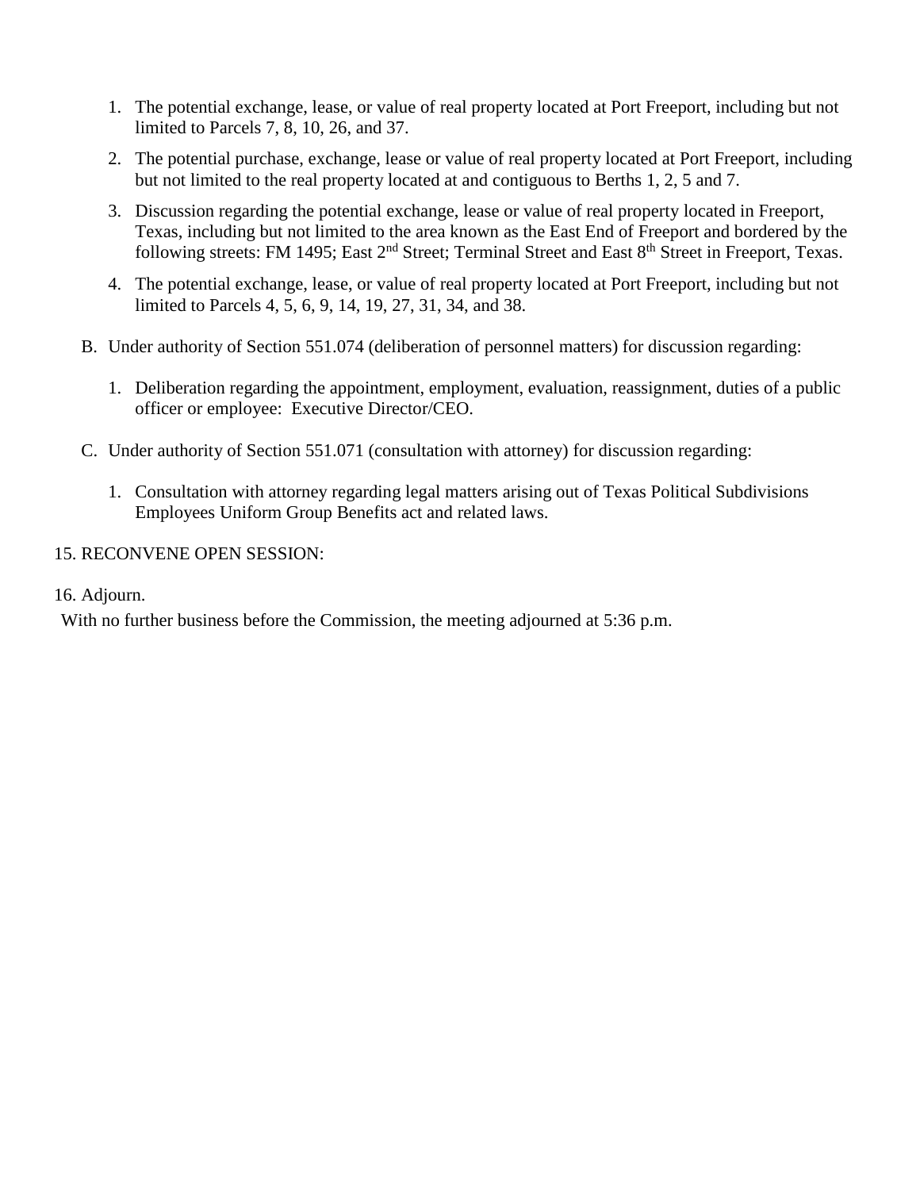1. The potential exchange, lease, or value of real property located at Port Freeport, including but not limited to Parcels 7, 8, 10, 26, and 37.
2. The potential purchase, exchange, lease or value of real property located at Port Freeport, including but not limited to the real property located at and contiguous to Berths 1, 2, 5 and 7.
3. Discussion regarding the potential exchange, lease or value of real property located in Freeport, Texas, including but not limited to the area known as the East End of Freeport and bordered by the following streets: FM 1495; East 2nd Street; Terminal Street and East 8th Street in Freeport, Texas.
4. The potential exchange, lease, or value of real property located at Port Freeport, including but not limited to Parcels 4, 5, 6, 9, 14, 19, 27, 31, 34, and 38.

B. Under authority of Section 551.074 (deliberation of personnel matters) for discussion regarding:

1. Deliberation regarding the appointment, employment, evaluation, reassignment, duties of a public officer or employee: Executive Director/CEO.

C. Under authority of Section 551.071 (consultation with attorney) for discussion regarding:

1. Consultation with attorney regarding legal matters arising out of Texas Political Subdivisions Employees Uniform Group Benefits act and related laws.

15. RECONVENE OPEN SESSION:

16. Adjourn.

With no further business before the Commission, the meeting adjourned at 5:36 p.m.